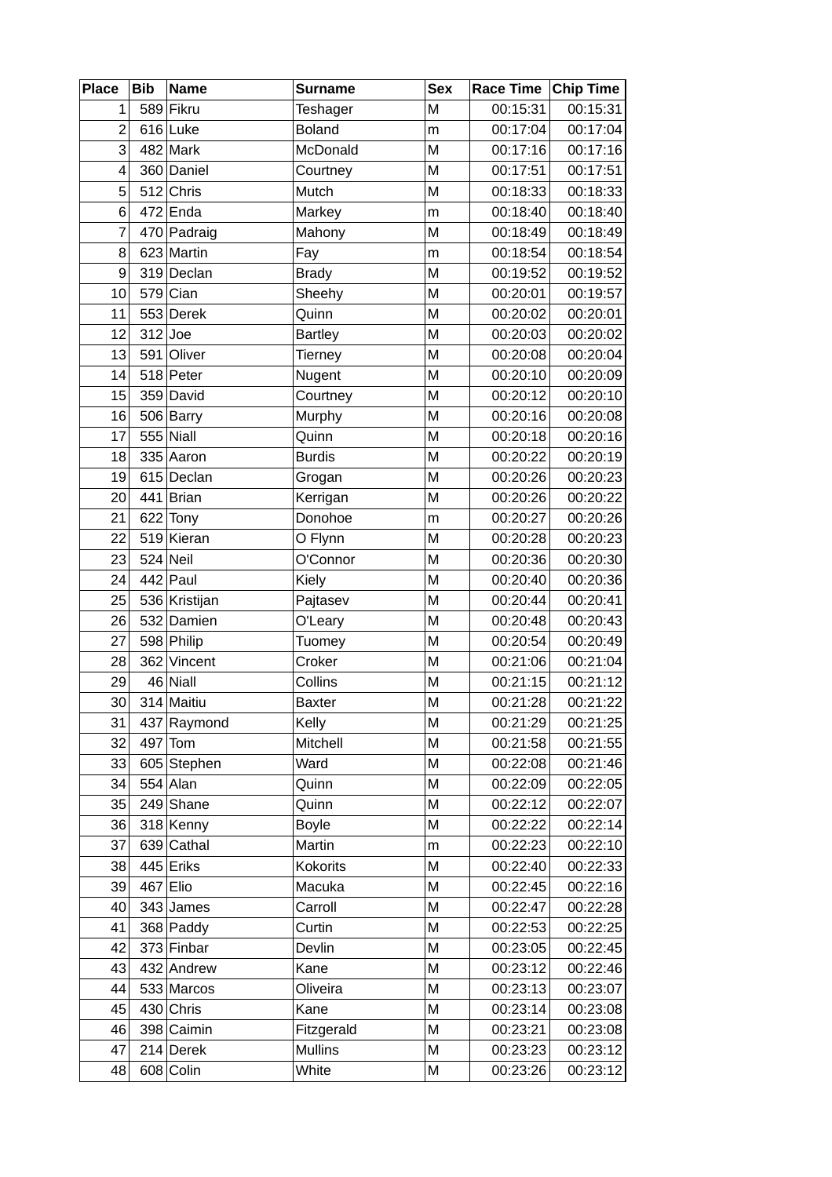| Place | Bib | Name | Surname | Sex | Race Time | Chip Time |
|---|---|---|---|---|---|---|
| 1 | 589 | Fikru | Teshager | M | 00:15:31 | 00:15:31 |
| 2 | 616 | Luke | Boland | m | 00:17:04 | 00:17:04 |
| 3 | 482 | Mark | McDonald | M | 00:17:16 | 00:17:16 |
| 4 | 360 | Daniel | Courtney | M | 00:17:51 | 00:17:51 |
| 5 | 512 | Chris | Mutch | M | 00:18:33 | 00:18:33 |
| 6 | 472 | Enda | Markey | m | 00:18:40 | 00:18:40 |
| 7 | 470 | Padraig | Mahony | M | 00:18:49 | 00:18:49 |
| 8 | 623 | Martin | Fay | m | 00:18:54 | 00:18:54 |
| 9 | 319 | Declan | Brady | M | 00:19:52 | 00:19:52 |
| 10 | 579 | Cian | Sheehy | M | 00:20:01 | 00:19:57 |
| 11 | 553 | Derek | Quinn | M | 00:20:02 | 00:20:01 |
| 12 | 312 | Joe | Bartley | M | 00:20:03 | 00:20:02 |
| 13 | 591 | Oliver | Tierney | M | 00:20:08 | 00:20:04 |
| 14 | 518 | Peter | Nugent | M | 00:20:10 | 00:20:09 |
| 15 | 359 | David | Courtney | M | 00:20:12 | 00:20:10 |
| 16 | 506 | Barry | Murphy | M | 00:20:16 | 00:20:08 |
| 17 | 555 | Niall | Quinn | M | 00:20:18 | 00:20:16 |
| 18 | 335 | Aaron | Burdis | M | 00:20:22 | 00:20:19 |
| 19 | 615 | Declan | Grogan | M | 00:20:26 | 00:20:23 |
| 20 | 441 | Brian | Kerrigan | M | 00:20:26 | 00:20:22 |
| 21 | 622 | Tony | Donohoe | m | 00:20:27 | 00:20:26 |
| 22 | 519 | Kieran | O Flynn | M | 00:20:28 | 00:20:23 |
| 23 | 524 | Neil | O'Connor | M | 00:20:36 | 00:20:30 |
| 24 | 442 | Paul | Kiely | M | 00:20:40 | 00:20:36 |
| 25 | 536 | Kristijan | Pajtasev | M | 00:20:44 | 00:20:41 |
| 26 | 532 | Damien | O'Leary | M | 00:20:48 | 00:20:43 |
| 27 | 598 | Philip | Tuomey | M | 00:20:54 | 00:20:49 |
| 28 | 362 | Vincent | Croker | M | 00:21:06 | 00:21:04 |
| 29 | 46 | Niall | Collins | M | 00:21:15 | 00:21:12 |
| 30 | 314 | Maitiu | Baxter | M | 00:21:28 | 00:21:22 |
| 31 | 437 | Raymond | Kelly | M | 00:21:29 | 00:21:25 |
| 32 | 497 | Tom | Mitchell | M | 00:21:58 | 00:21:55 |
| 33 | 605 | Stephen | Ward | M | 00:22:08 | 00:21:46 |
| 34 | 554 | Alan | Quinn | M | 00:22:09 | 00:22:05 |
| 35 | 249 | Shane | Quinn | M | 00:22:12 | 00:22:07 |
| 36 | 318 | Kenny | Boyle | M | 00:22:22 | 00:22:14 |
| 37 | 639 | Cathal | Martin | m | 00:22:23 | 00:22:10 |
| 38 | 445 | Eriks | Kokorits | M | 00:22:40 | 00:22:33 |
| 39 | 467 | Elio | Macuka | M | 00:22:45 | 00:22:16 |
| 40 | 343 | James | Carroll | M | 00:22:47 | 00:22:28 |
| 41 | 368 | Paddy | Curtin | M | 00:22:53 | 00:22:25 |
| 42 | 373 | Finbar | Devlin | M | 00:23:05 | 00:22:45 |
| 43 | 432 | Andrew | Kane | M | 00:23:12 | 00:22:46 |
| 44 | 533 | Marcos | Oliveira | M | 00:23:13 | 00:23:07 |
| 45 | 430 | Chris | Kane | M | 00:23:14 | 00:23:08 |
| 46 | 398 | Caimin | Fitzgerald | M | 00:23:21 | 00:23:08 |
| 47 | 214 | Derek | Mullins | M | 00:23:23 | 00:23:12 |
| 48 | 608 | Colin | White | M | 00:23:26 | 00:23:12 |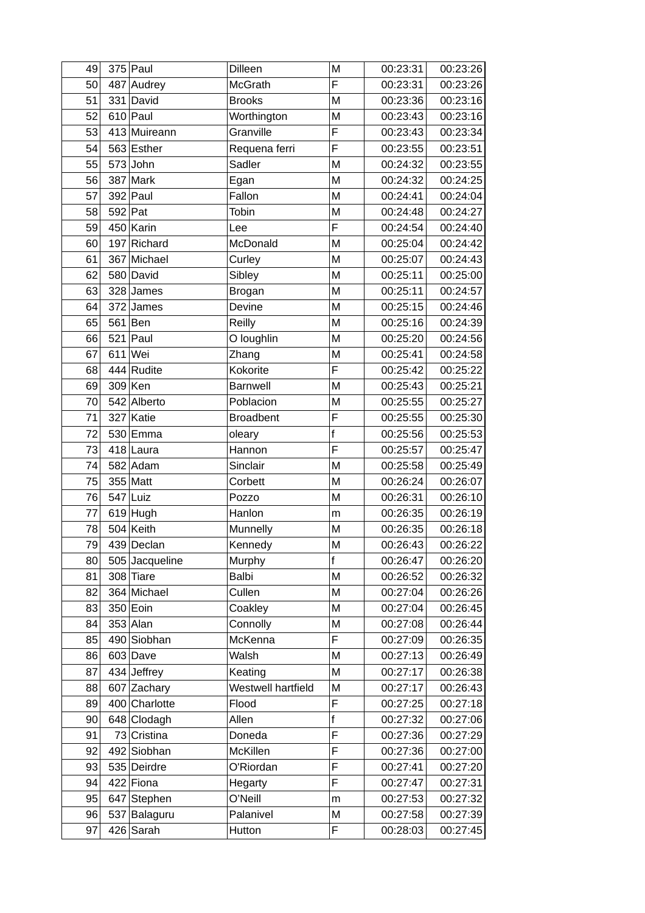| 49 | 375 | Paul | Dilleen | M | 00:23:31 | 00:23:26 |
|---|---|---|---|---|---|---|
| 50 | 487 | Audrey | McGrath | F | 00:23:31 | 00:23:26 |
| 51 | 331 | David | Brooks | M | 00:23:36 | 00:23:16 |
| 52 | 610 | Paul | Worthington | M | 00:23:43 | 00:23:16 |
| 53 | 413 | Muireann | Granville | F | 00:23:43 | 00:23:34 |
| 54 | 563 | Esther | Requena ferri | F | 00:23:55 | 00:23:51 |
| 55 | 573 | John | Sadler | M | 00:24:32 | 00:23:55 |
| 56 | 387 | Mark | Egan | M | 00:24:32 | 00:24:25 |
| 57 | 392 | Paul | Fallon | M | 00:24:41 | 00:24:04 |
| 58 | 592 | Pat | Tobin | M | 00:24:48 | 00:24:27 |
| 59 | 450 | Karin | Lee | F | 00:24:54 | 00:24:40 |
| 60 | 197 | Richard | McDonald | M | 00:25:04 | 00:24:42 |
| 61 | 367 | Michael | Curley | M | 00:25:07 | 00:24:43 |
| 62 | 580 | David | Sibley | M | 00:25:11 | 00:25:00 |
| 63 | 328 | James | Brogan | M | 00:25:11 | 00:24:57 |
| 64 | 372 | James | Devine | M | 00:25:15 | 00:24:46 |
| 65 | 561 | Ben | Reilly | M | 00:25:16 | 00:24:39 |
| 66 | 521 | Paul | O loughlin | M | 00:25:20 | 00:24:56 |
| 67 | 611 | Wei | Zhang | M | 00:25:41 | 00:24:58 |
| 68 | 444 | Rudite | Kokorite | F | 00:25:42 | 00:25:22 |
| 69 | 309 | Ken | Barnwell | M | 00:25:43 | 00:25:21 |
| 70 | 542 | Alberto | Poblacion | M | 00:25:55 | 00:25:27 |
| 71 | 327 | Katie | Broadbent | F | 00:25:55 | 00:25:30 |
| 72 | 530 | Emma | oleary | f | 00:25:56 | 00:25:53 |
| 73 | 418 | Laura | Hannon | F | 00:25:57 | 00:25:47 |
| 74 | 582 | Adam | Sinclair | M | 00:25:58 | 00:25:49 |
| 75 | 355 | Matt | Corbett | M | 00:26:24 | 00:26:07 |
| 76 | 547 | Luiz | Pozzo | M | 00:26:31 | 00:26:10 |
| 77 | 619 | Hugh | Hanlon | m | 00:26:35 | 00:26:19 |
| 78 | 504 | Keith | Munnelly | M | 00:26:35 | 00:26:18 |
| 79 | 439 | Declan | Kennedy | M | 00:26:43 | 00:26:22 |
| 80 | 505 | Jacqueline | Murphy | f | 00:26:47 | 00:26:20 |
| 81 | 308 | Tiare | Balbi | M | 00:26:52 | 00:26:32 |
| 82 | 364 | Michael | Cullen | M | 00:27:04 | 00:26:26 |
| 83 | 350 | Eoin | Coakley | M | 00:27:04 | 00:26:45 |
| 84 | 353 | Alan | Connolly | M | 00:27:08 | 00:26:44 |
| 85 | 490 | Siobhan | McKenna | F | 00:27:09 | 00:26:35 |
| 86 | 603 | Dave | Walsh | M | 00:27:13 | 00:26:49 |
| 87 | 434 | Jeffrey | Keating | M | 00:27:17 | 00:26:38 |
| 88 | 607 | Zachary | Westwell hartfield | M | 00:27:17 | 00:26:43 |
| 89 | 400 | Charlotte | Flood | F | 00:27:25 | 00:27:18 |
| 90 | 648 | Clodagh | Allen | f | 00:27:32 | 00:27:06 |
| 91 | 73 | Cristina | Doneda | F | 00:27:36 | 00:27:29 |
| 92 | 492 | Siobhan | McKillen | F | 00:27:36 | 00:27:00 |
| 93 | 535 | Deirdre | O'Riordan | F | 00:27:41 | 00:27:20 |
| 94 | 422 | Fiona | Hegarty | F | 00:27:47 | 00:27:31 |
| 95 | 647 | Stephen | O'Neill | m | 00:27:53 | 00:27:32 |
| 96 | 537 | Balaguru | Palanivel | M | 00:27:58 | 00:27:39 |
| 97 | 426 | Sarah | Hutton | F | 00:28:03 | 00:27:45 |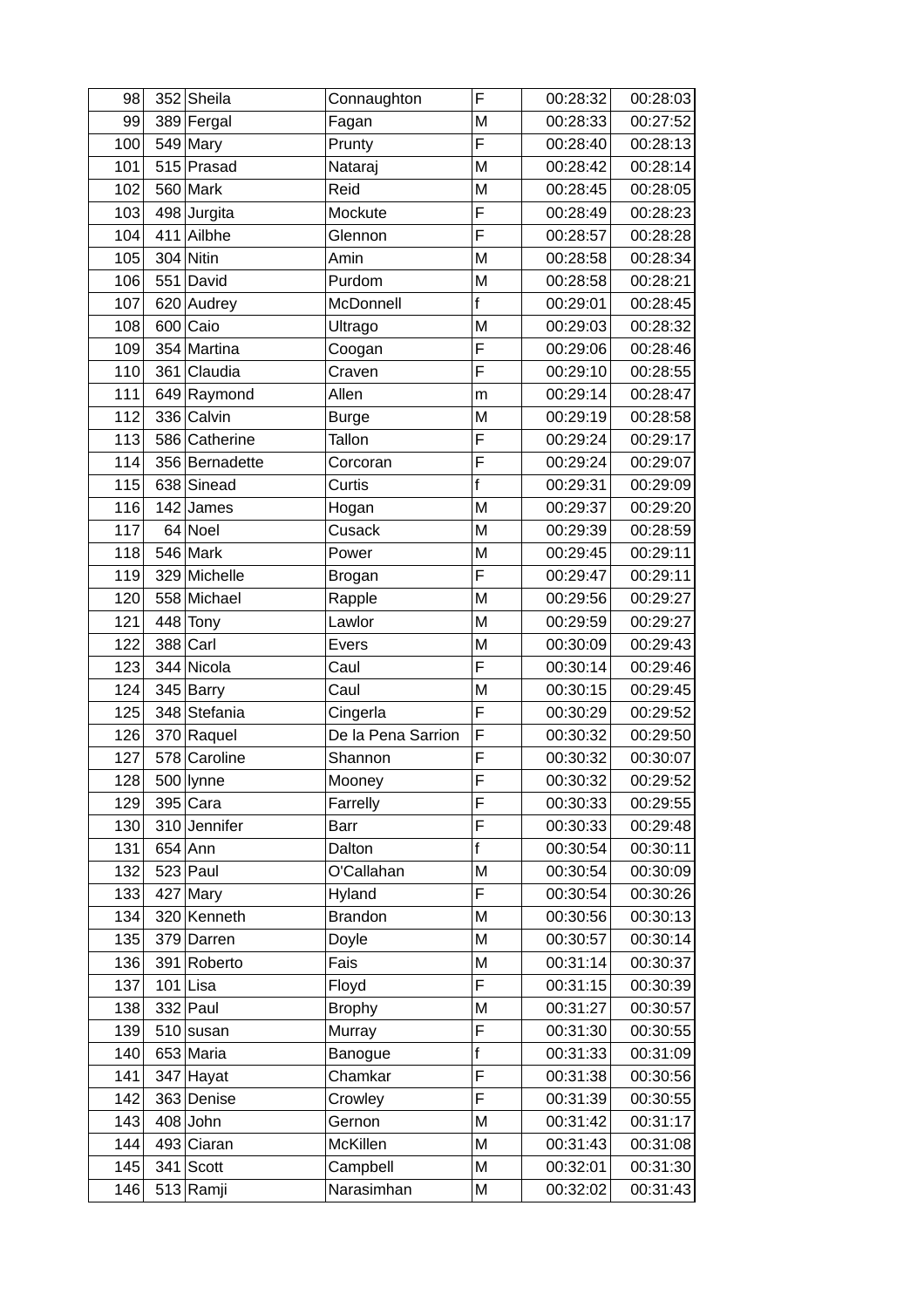| 98 | 352 | Sheila | Connaughton | F | 00:28:32 | 00:28:03 |
|---|---|---|---|---|---|---|
| 99 | 389 | Fergal | Fagan | M | 00:28:33 | 00:27:52 |
| 100 | 549 | Mary | Prunty | F | 00:28:40 | 00:28:13 |
| 101 | 515 | Prasad | Nataraj | M | 00:28:42 | 00:28:14 |
| 102 | 560 | Mark | Reid | M | 00:28:45 | 00:28:05 |
| 103 | 498 | Jurgita | Mockute | F | 00:28:49 | 00:28:23 |
| 104 | 411 | Ailbhe | Glennon | F | 00:28:57 | 00:28:28 |
| 105 | 304 | Nitin | Amin | M | 00:28:58 | 00:28:34 |
| 106 | 551 | David | Purdom | M | 00:28:58 | 00:28:21 |
| 107 | 620 | Audrey | McDonnell | f | 00:29:01 | 00:28:45 |
| 108 | 600 | Caio | Ultrago | M | 00:29:03 | 00:28:32 |
| 109 | 354 | Martina | Coogan | F | 00:29:06 | 00:28:46 |
| 110 | 361 | Claudia | Craven | F | 00:29:10 | 00:28:55 |
| 111 | 649 | Raymond | Allen | m | 00:29:14 | 00:28:47 |
| 112 | 336 | Calvin | Burge | M | 00:29:19 | 00:28:58 |
| 113 | 586 | Catherine | Tallon | F | 00:29:24 | 00:29:17 |
| 114 | 356 | Bernadette | Corcoran | F | 00:29:24 | 00:29:07 |
| 115 | 638 | Sinead | Curtis | f | 00:29:31 | 00:29:09 |
| 116 | 142 | James | Hogan | M | 00:29:37 | 00:29:20 |
| 117 | 64 | Noel | Cusack | M | 00:29:39 | 00:28:59 |
| 118 | 546 | Mark | Power | M | 00:29:45 | 00:29:11 |
| 119 | 329 | Michelle | Brogan | F | 00:29:47 | 00:29:11 |
| 120 | 558 | Michael | Rapple | M | 00:29:56 | 00:29:27 |
| 121 | 448 | Tony | Lawlor | M | 00:29:59 | 00:29:27 |
| 122 | 388 | Carl | Evers | M | 00:30:09 | 00:29:43 |
| 123 | 344 | Nicola | Caul | F | 00:30:14 | 00:29:46 |
| 124 | 345 | Barry | Caul | M | 00:30:15 | 00:29:45 |
| 125 | 348 | Stefania | Cingerla | F | 00:30:29 | 00:29:52 |
| 126 | 370 | Raquel | De la Pena Sarrion | F | 00:30:32 | 00:29:50 |
| 127 | 578 | Caroline | Shannon | F | 00:30:32 | 00:30:07 |
| 128 | 500 | lynne | Mooney | F | 00:30:32 | 00:29:52 |
| 129 | 395 | Cara | Farrelly | F | 00:30:33 | 00:29:55 |
| 130 | 310 | Jennifer | Barr | F | 00:30:33 | 00:29:48 |
| 131 | 654 | Ann | Dalton | f | 00:30:54 | 00:30:11 |
| 132 | 523 | Paul | O'Callahan | M | 00:30:54 | 00:30:09 |
| 133 | 427 | Mary | Hyland | F | 00:30:54 | 00:30:26 |
| 134 | 320 | Kenneth | Brandon | M | 00:30:56 | 00:30:13 |
| 135 | 379 | Darren | Doyle | M | 00:30:57 | 00:30:14 |
| 136 | 391 | Roberto | Fais | M | 00:31:14 | 00:30:37 |
| 137 | 101 | Lisa | Floyd | F | 00:31:15 | 00:30:39 |
| 138 | 332 | Paul | Brophy | M | 00:31:27 | 00:30:57 |
| 139 | 510 | susan | Murray | F | 00:31:30 | 00:30:55 |
| 140 | 653 | Maria | Banogue | f | 00:31:33 | 00:31:09 |
| 141 | 347 | Hayat | Chamkar | F | 00:31:38 | 00:30:56 |
| 142 | 363 | Denise | Crowley | F | 00:31:39 | 00:30:55 |
| 143 | 408 | John | Gernon | M | 00:31:42 | 00:31:17 |
| 144 | 493 | Ciaran | McKillen | M | 00:31:43 | 00:31:08 |
| 145 | 341 | Scott | Campbell | M | 00:32:01 | 00:31:30 |
| 146 | 513 | Ramji | Narasimhan | M | 00:32:02 | 00:31:43 |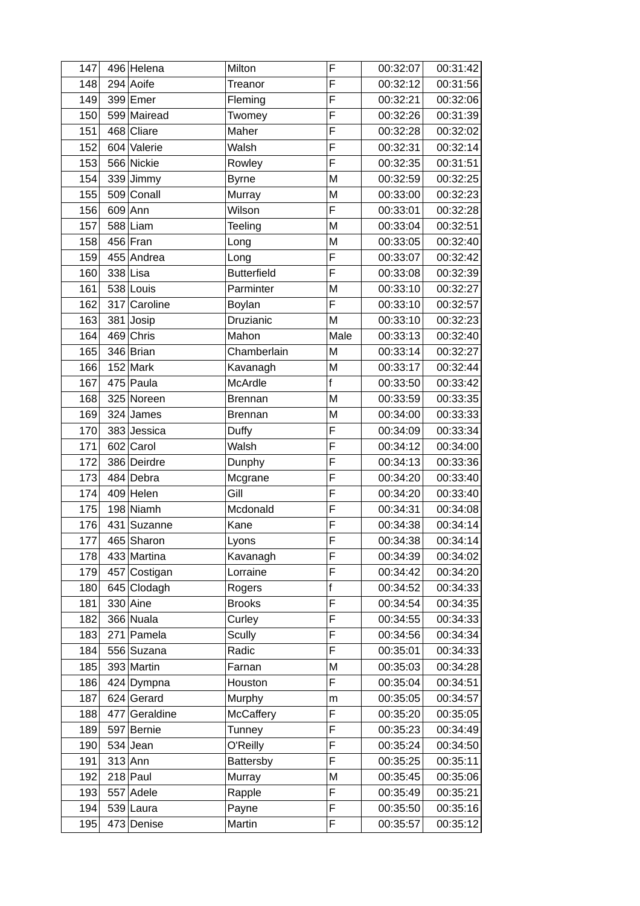| 147 | 496 | Helena | Milton | F | 00:32:07 | 00:31:42 |
|---|---|---|---|---|---|---|
| 148 | 294 | Aoife | Treanor | F | 00:32:12 | 00:31:56 |
| 149 | 399 | Emer | Fleming | F | 00:32:21 | 00:32:06 |
| 150 | 599 | Mairead | Twomey | F | 00:32:26 | 00:31:39 |
| 151 | 468 | Cliare | Maher | F | 00:32:28 | 00:32:02 |
| 152 | 604 | Valerie | Walsh | F | 00:32:31 | 00:32:14 |
| 153 | 566 | Nickie | Rowley | F | 00:32:35 | 00:31:51 |
| 154 | 339 | Jimmy | Byrne | M | 00:32:59 | 00:32:25 |
| 155 | 509 | Conall | Murray | M | 00:33:00 | 00:32:23 |
| 156 | 609 | Ann | Wilson | F | 00:33:01 | 00:32:28 |
| 157 | 588 | Liam | Teeling | M | 00:33:04 | 00:32:51 |
| 158 | 456 | Fran | Long | M | 00:33:05 | 00:32:40 |
| 159 | 455 | Andrea | Long | F | 00:33:07 | 00:32:42 |
| 160 | 338 | Lisa | Butterfield | F | 00:33:08 | 00:32:39 |
| 161 | 538 | Louis | Parminter | M | 00:33:10 | 00:32:27 |
| 162 | 317 | Caroline | Boylan | F | 00:33:10 | 00:32:57 |
| 163 | 381 | Josip | Druzianic | M | 00:33:10 | 00:32:23 |
| 164 | 469 | Chris | Mahon | Male | 00:33:13 | 00:32:40 |
| 165 | 346 | Brian | Chamberlain | M | 00:33:14 | 00:32:27 |
| 166 | 152 | Mark | Kavanagh | M | 00:33:17 | 00:32:44 |
| 167 | 475 | Paula | McArdle | f | 00:33:50 | 00:33:42 |
| 168 | 325 | Noreen | Brennan | M | 00:33:59 | 00:33:35 |
| 169 | 324 | James | Brennan | M | 00:34:00 | 00:33:33 |
| 170 | 383 | Jessica | Duffy | F | 00:34:09 | 00:33:34 |
| 171 | 602 | Carol | Walsh | F | 00:34:12 | 00:34:00 |
| 172 | 386 | Deirdre | Dunphy | F | 00:34:13 | 00:33:36 |
| 173 | 484 | Debra | Mcgrane | F | 00:34:20 | 00:33:40 |
| 174 | 409 | Helen | Gill | F | 00:34:20 | 00:33:40 |
| 175 | 198 | Niamh | Mcdonald | F | 00:34:31 | 00:34:08 |
| 176 | 431 | Suzanne | Kane | F | 00:34:38 | 00:34:14 |
| 177 | 465 | Sharon | Lyons | F | 00:34:38 | 00:34:14 |
| 178 | 433 | Martina | Kavanagh | F | 00:34:39 | 00:34:02 |
| 179 | 457 | Costigan | Lorraine | F | 00:34:42 | 00:34:20 |
| 180 | 645 | Clodagh | Rogers | f | 00:34:52 | 00:34:33 |
| 181 | 330 | Aine | Brooks | F | 00:34:54 | 00:34:35 |
| 182 | 366 | Nuala | Curley | F | 00:34:55 | 00:34:33 |
| 183 | 271 | Pamela | Scully | F | 00:34:56 | 00:34:34 |
| 184 | 556 | Suzana | Radic | F | 00:35:01 | 00:34:33 |
| 185 | 393 | Martin | Farnan | M | 00:35:03 | 00:34:28 |
| 186 | 424 | Dympna | Houston | F | 00:35:04 | 00:34:51 |
| 187 | 624 | Gerard | Murphy | m | 00:35:05 | 00:34:57 |
| 188 | 477 | Geraldine | McCaffery | F | 00:35:20 | 00:35:05 |
| 189 | 597 | Bernie | Tunney | F | 00:35:23 | 00:34:49 |
| 190 | 534 | Jean | O'Reilly | F | 00:35:24 | 00:34:50 |
| 191 | 313 | Ann | Battersby | F | 00:35:25 | 00:35:11 |
| 192 | 218 | Paul | Murray | M | 00:35:45 | 00:35:06 |
| 193 | 557 | Adele | Rapple | F | 00:35:49 | 00:35:21 |
| 194 | 539 | Laura | Payne | F | 00:35:50 | 00:35:16 |
| 195 | 473 | Denise | Martin | F | 00:35:57 | 00:35:12 |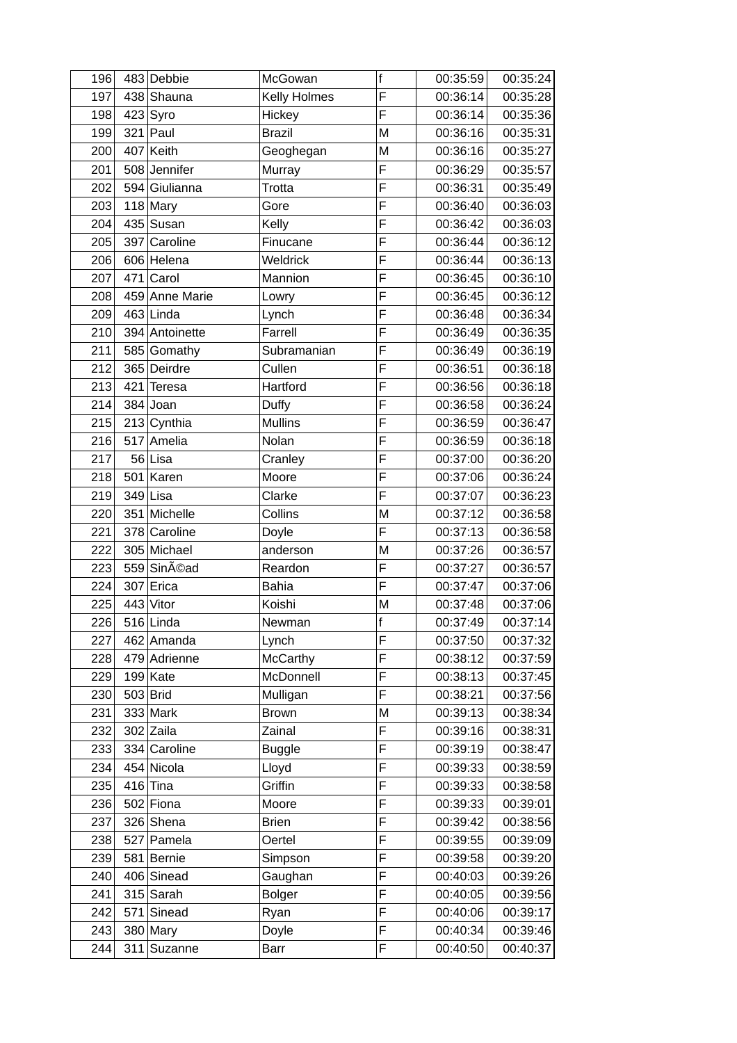| 196 | 483 | Debbie | McGowan | f | 00:35:59 | 00:35:24 |
|---|---|---|---|---|---|---|
| 197 | 438 | Shauna | Kelly Holmes | F | 00:36:14 | 00:35:28 |
| 198 | 423 | Syro | Hickey | F | 00:36:14 | 00:35:36 |
| 199 | 321 | Paul | Brazil | M | 00:36:16 | 00:35:31 |
| 200 | 407 | Keith | Geoghegan | M | 00:36:16 | 00:35:27 |
| 201 | 508 | Jennifer | Murray | F | 00:36:29 | 00:35:57 |
| 202 | 594 | Giulianna | Trotta | F | 00:36:31 | 00:35:49 |
| 203 | 118 | Mary | Gore | F | 00:36:40 | 00:36:03 |
| 204 | 435 | Susan | Kelly | F | 00:36:42 | 00:36:03 |
| 205 | 397 | Caroline | Finucane | F | 00:36:44 | 00:36:12 |
| 206 | 606 | Helena | Weldrick | F | 00:36:44 | 00:36:13 |
| 207 | 471 | Carol | Mannion | F | 00:36:45 | 00:36:10 |
| 208 | 459 | Anne Marie | Lowry | F | 00:36:45 | 00:36:12 |
| 209 | 463 | Linda | Lynch | F | 00:36:48 | 00:36:34 |
| 210 | 394 | Antoinette | Farrell | F | 00:36:49 | 00:36:35 |
| 211 | 585 | Gomathy | Subramanian | F | 00:36:49 | 00:36:19 |
| 212 | 365 | Deirdre | Cullen | F | 00:36:51 | 00:36:18 |
| 213 | 421 | Teresa | Hartford | F | 00:36:56 | 00:36:18 |
| 214 | 384 | Joan | Duffy | F | 00:36:58 | 00:36:24 |
| 215 | 213 | Cynthia | Mullins | F | 00:36:59 | 00:36:47 |
| 216 | 517 | Amelia | Nolan | F | 00:36:59 | 00:36:18 |
| 217 | 56 | Lisa | Cranley | F | 00:37:00 | 00:36:20 |
| 218 | 501 | Karen | Moore | F | 00:37:06 | 00:36:24 |
| 219 | 349 | Lisa | Clarke | F | 00:37:07 | 00:36:23 |
| 220 | 351 | Michelle | Collins | M | 00:37:12 | 00:36:58 |
| 221 | 378 | Caroline | Doyle | F | 00:37:13 | 00:36:58 |
| 222 | 305 | Michael | anderson | M | 00:37:26 | 00:36:57 |
| 223 | 559 | SinÃ©ad | Reardon | F | 00:37:27 | 00:36:57 |
| 224 | 307 | Erica | Bahia | F | 00:37:47 | 00:37:06 |
| 225 | 443 | Vitor | Koishi | M | 00:37:48 | 00:37:06 |
| 226 | 516 | Linda | Newman | f | 00:37:49 | 00:37:14 |
| 227 | 462 | Amanda | Lynch | F | 00:37:50 | 00:37:32 |
| 228 | 479 | Adrienne | McCarthy | F | 00:38:12 | 00:37:59 |
| 229 | 199 | Kate | McDonnell | F | 00:38:13 | 00:37:45 |
| 230 | 503 | Brid | Mulligan | F | 00:38:21 | 00:37:56 |
| 231 | 333 | Mark | Brown | M | 00:39:13 | 00:38:34 |
| 232 | 302 | Zaila | Zainal | F | 00:39:16 | 00:38:31 |
| 233 | 334 | Caroline | Buggle | F | 00:39:19 | 00:38:47 |
| 234 | 454 | Nicola | Lloyd | F | 00:39:33 | 00:38:59 |
| 235 | 416 | Tina | Griffin | F | 00:39:33 | 00:38:58 |
| 236 | 502 | Fiona | Moore | F | 00:39:33 | 00:39:01 |
| 237 | 326 | Shena | Brien | F | 00:39:42 | 00:38:56 |
| 238 | 527 | Pamela | Oertel | F | 00:39:55 | 00:39:09 |
| 239 | 581 | Bernie | Simpson | F | 00:39:58 | 00:39:20 |
| 240 | 406 | Sinead | Gaughan | F | 00:40:03 | 00:39:26 |
| 241 | 315 | Sarah | Bolger | F | 00:40:05 | 00:39:56 |
| 242 | 571 | Sinead | Ryan | F | 00:40:06 | 00:39:17 |
| 243 | 380 | Mary | Doyle | F | 00:40:34 | 00:39:46 |
| 244 | 311 | Suzanne | Barr | F | 00:40:50 | 00:40:37 |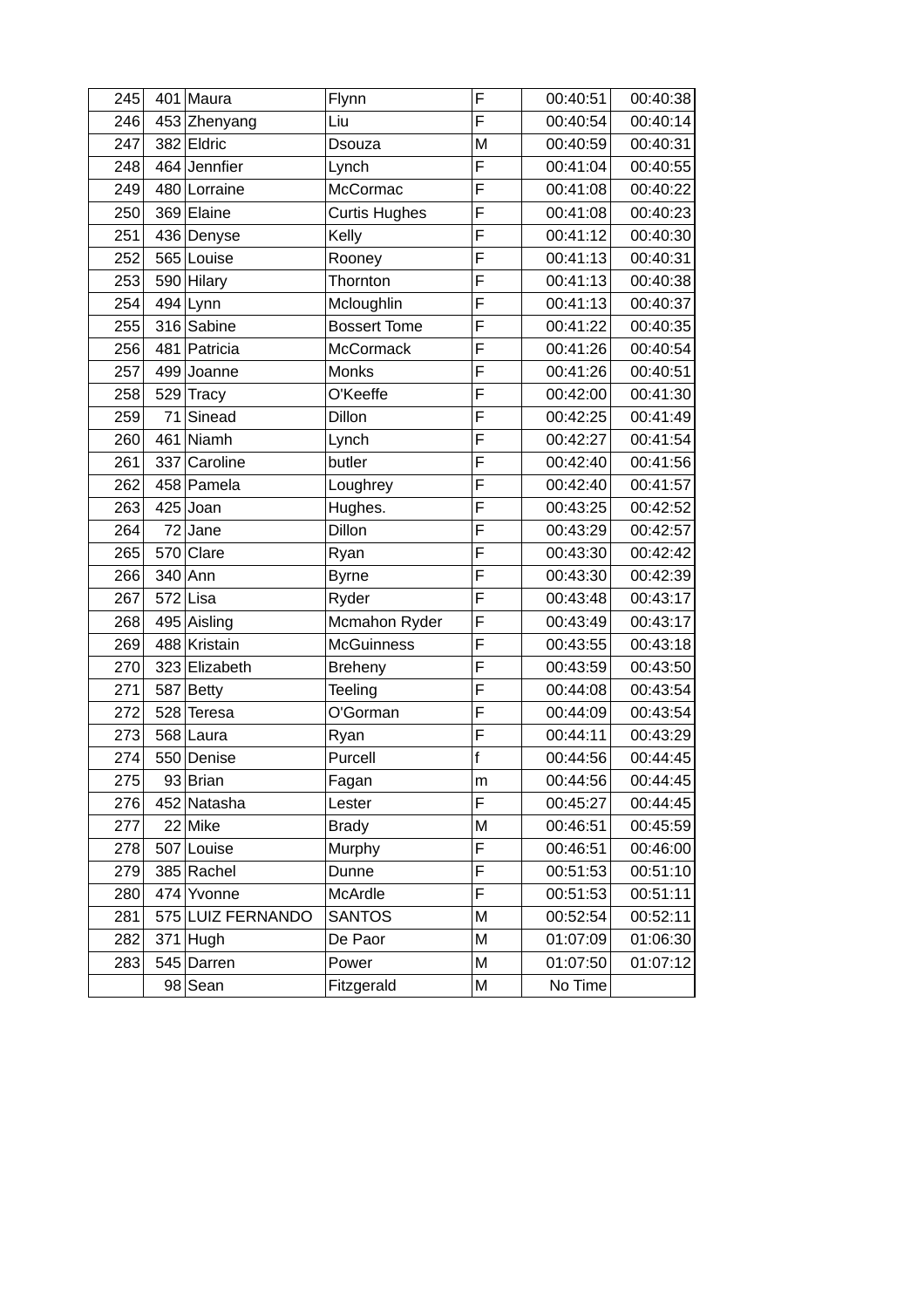| | | | | | | |
|---|---|---|---|---|---|---|
| 245 | 401 | Maura | Flynn | F | 00:40:51 | 00:40:38 |
| 246 | 453 | Zhenyang | Liu | F | 00:40:54 | 00:40:14 |
| 247 | 382 | Eldric | Dsouza | M | 00:40:59 | 00:40:31 |
| 248 | 464 | Jennfier | Lynch | F | 00:41:04 | 00:40:55 |
| 249 | 480 | Lorraine | McCormac | F | 00:41:08 | 00:40:22 |
| 250 | 369 | Elaine | Curtis Hughes | F | 00:41:08 | 00:40:23 |
| 251 | 436 | Denyse | Kelly | F | 00:41:12 | 00:40:30 |
| 252 | 565 | Louise | Rooney | F | 00:41:13 | 00:40:31 |
| 253 | 590 | Hilary | Thornton | F | 00:41:13 | 00:40:38 |
| 254 | 494 | Lynn | Mcloughlin | F | 00:41:13 | 00:40:37 |
| 255 | 316 | Sabine | Bossert Tome | F | 00:41:22 | 00:40:35 |
| 256 | 481 | Patricia | McCormack | F | 00:41:26 | 00:40:54 |
| 257 | 499 | Joanne | Monks | F | 00:41:26 | 00:40:51 |
| 258 | 529 | Tracy | O'Keeffe | F | 00:42:00 | 00:41:30 |
| 259 | 71 | Sinead | Dillon | F | 00:42:25 | 00:41:49 |
| 260 | 461 | Niamh | Lynch | F | 00:42:27 | 00:41:54 |
| 261 | 337 | Caroline | butler | F | 00:42:40 | 00:41:56 |
| 262 | 458 | Pamela | Loughrey | F | 00:42:40 | 00:41:57 |
| 263 | 425 | Joan | Hughes. | F | 00:43:25 | 00:42:52 |
| 264 | 72 | Jane | Dillon | F | 00:43:29 | 00:42:57 |
| 265 | 570 | Clare | Ryan | F | 00:43:30 | 00:42:42 |
| 266 | 340 | Ann | Byrne | F | 00:43:30 | 00:42:39 |
| 267 | 572 | Lisa | Ryder | F | 00:43:48 | 00:43:17 |
| 268 | 495 | Aisling | Mcmahon Ryder | F | 00:43:49 | 00:43:17 |
| 269 | 488 | Kristain | McGuinness | F | 00:43:55 | 00:43:18 |
| 270 | 323 | Elizabeth | Breheny | F | 00:43:59 | 00:43:50 |
| 271 | 587 | Betty | Teeling | F | 00:44:08 | 00:43:54 |
| 272 | 528 | Teresa | O'Gorman | F | 00:44:09 | 00:43:54 |
| 273 | 568 | Laura | Ryan | F | 00:44:11 | 00:43:29 |
| 274 | 550 | Denise | Purcell | f | 00:44:56 | 00:44:45 |
| 275 | 93 | Brian | Fagan | m | 00:44:56 | 00:44:45 |
| 276 | 452 | Natasha | Lester | F | 00:45:27 | 00:44:45 |
| 277 | 22 | Mike | Brady | M | 00:46:51 | 00:45:59 |
| 278 | 507 | Louise | Murphy | F | 00:46:51 | 00:46:00 |
| 279 | 385 | Rachel | Dunne | F | 00:51:53 | 00:51:10 |
| 280 | 474 | Yvonne | McArdle | F | 00:51:53 | 00:51:11 |
| 281 | 575 | LUIZ FERNANDO | SANTOS | M | 00:52:54 | 00:52:11 |
| 282 | 371 | Hugh | De Paor | M | 01:07:09 | 01:06:30 |
| 283 | 545 | Darren | Power | M | 01:07:50 | 01:07:12 |
| | 98 | Sean | Fitzgerald | M | No Time | |